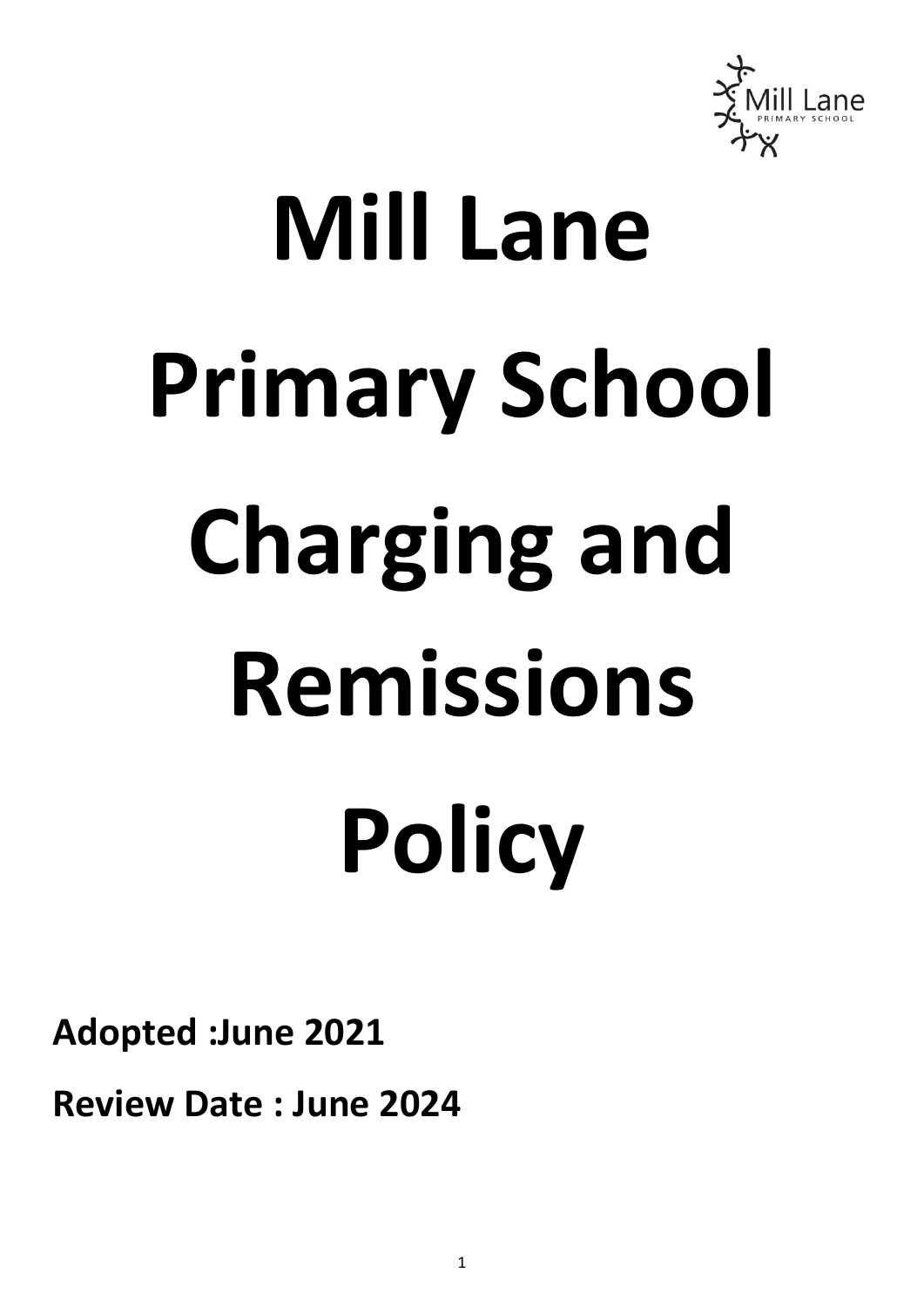# Mill Lane Primary School Charging and Remissions Policy

**Adopted :June 2021**

**Review Date : June 2024**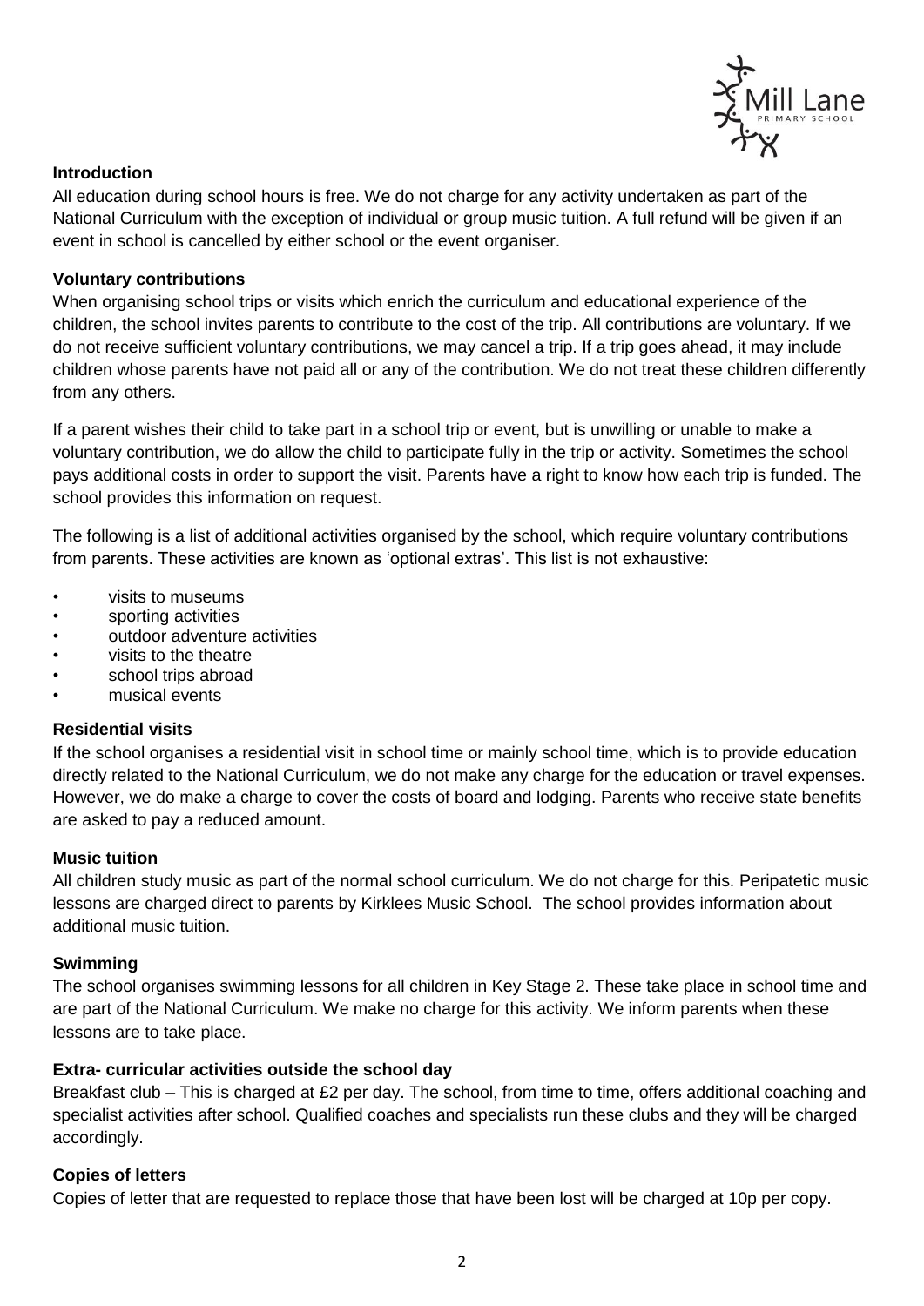### Introduction

All education during school hours is free. We do not charge for any activity undertaken as part of the National Curriculum with the exception of individual or group music tuition. A full refund will be given if an event in school is cancelled by either school or the event organiser.

### Voluntary contributions

When organising school trips or visits which enrich the curriculum and educational experience of the children, the school invites parents to contribute to the cost of the trip. All contributions are voluntary. If we do not receive sufficient voluntary contributions, we may cancel a trip. If a trip goes ahead, it may include children whose parents have not paid all or any of the contribution. We do not treat these children differently from any others.

If a parent wishes their child to take part in a school trip or event, but is unwilling or unable to make a voluntary contribution, we do allow the child to participate fully in the trip or activity. Sometimes the school pays additional costs in order to support the visit. Parents have a right to know how each trip is funded. The school provides this information on request.

The following is a list of additional activities organised by the school, which require voluntary contributions from parents. These activities are known as 'optional extras'. This list is not exhaustive:

- visits to museums
- sporting activities
- outdoor adventure activities
- visits to the theatre
- school trips abroad
- musical events

### Residential visits

If the school organises a residential visit in school time or mainly school time, which is to provide education directly related to the National Curriculum, we do not make any charge for the education or travel expenses. However, we do make a charge to cover the costs of board and lodging. Parents who receive state benefits are asked to pay a reduced amount.

### Music tuition

All children study music as part of the normal school curriculum. We do not charge for this. Peripatetic music lessons are charged direct to parents by Kirklees Music School. The school provides information about additional music tuition.

### Swimming

The school organises swimming lessons for all children in Key Stage 2. These take place in school time and are part of the National Curriculum. We make no charge for this activity. We inform parents when these lessons are to take place.

### Extra- curricular activities outside the school day

Breakfast club – This is charged at £2 per day. The school, from time to time, offers additional coaching and specialist activities after school. Qualified coaches and specialists run these clubs and they will be charged accordingly.

### Copies of letters

Copies of letter that are requested to replace those that have been lost will be charged at 10p per copy.